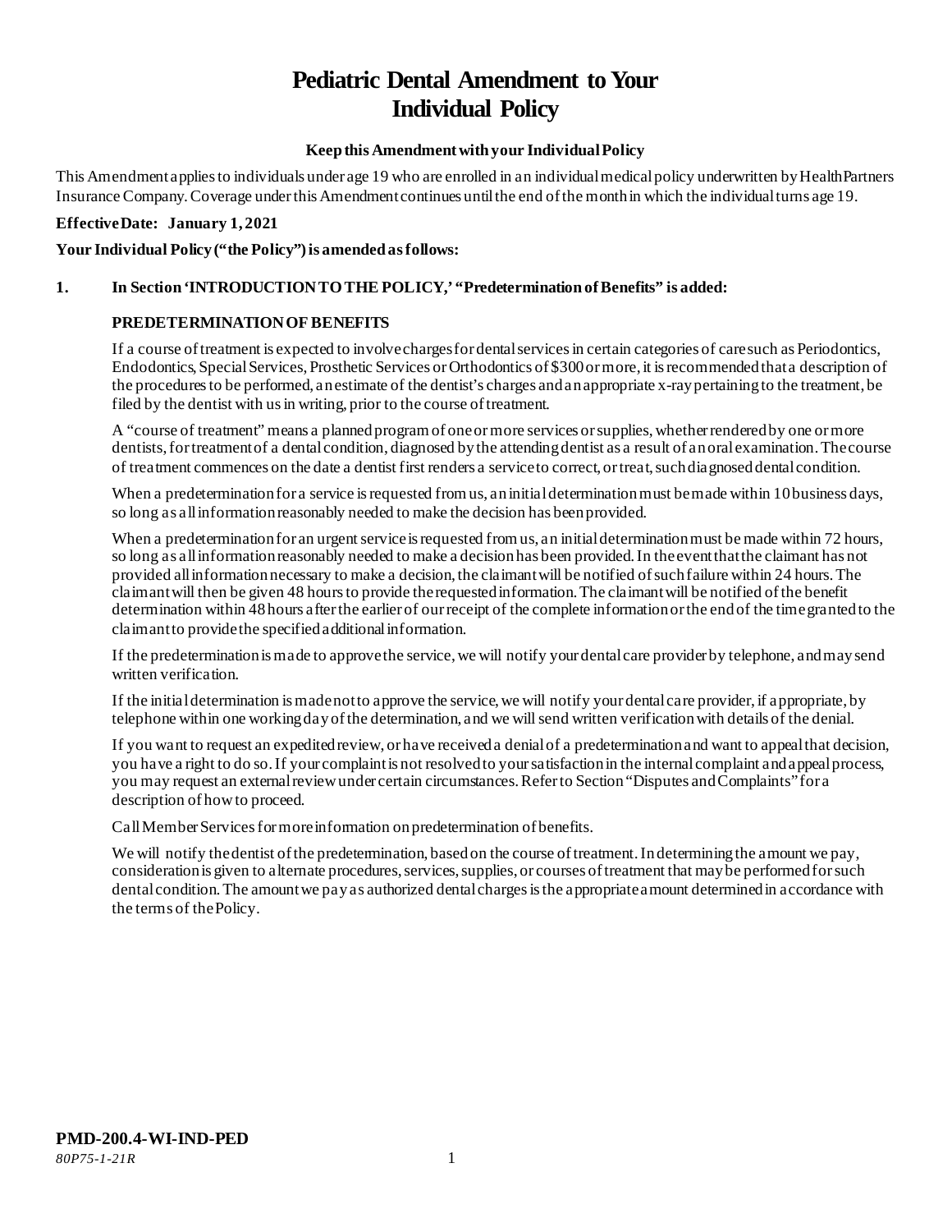# Pediatric Dental Amendment to Your Individual Policy

**Keep this Amendment with your Individual Policy**

This Amendment applies to individuals under age 19 who are enrolled in an individual medical policy underwritten by HealthPartners Insurance Company. Coverage under this Amendment continues until the end of the month in which the individual turns age 19.

**Effective Date: January 1, 2021**

**Your Individual Policy ("the Policy") is amended as follows:**

**1. In Section 'INTRODUCTION TO THE POLICY,' "Predetermination of Benefits" is added:**

**PREDETERMINATION OF BENEFITS**

If a course of treatment is expected to involve charges for dental services in certain categories of care such as Periodontics, Endodontics, Special Services, Prosthetic Services or Orthodontics of $300 or more, it is recommended that a description of the procedures to be performed, an estimate of the dentist's charges and an appropriate x-ray pertaining to the treatment, be filed by the dentist with us in writing, prior to the course of treatment.

A "course of treatment" means a planned program of one or more services or supplies, whether rendered by one or more dentists, for treatment of a dental condition, diagnosed by the attending dentist as a result of an oral examination. The course of treatment commences on the date a dentist first renders a service to correct, or treat, such diagnosed dental condition.

When a predetermination for a service is requested from us, an initial determination must be made within 10 business days, so long as all information reasonably needed to make the decision has been provided.

When a predetermination for an urgent service is requested from us, an initial determination must be made within 72 hours, so long as all information reasonably needed to make a decision has been provided. In the event that the claimant has not provided all information necessary to make a decision, the claimant will be notified of such failure within 24 hours. The claimant will then be given 48 hours to provide the requested information. The claimant will be notified of the benefit determination within 48 hours after the earlier of our receipt of the complete information or the end of the time granted to the claimant to provide the specified additional information.

If the predetermination is made to approve the service, we will notify your dental care provider by telephone, and may send written verification.

If the initial determination is made not to approve the service, we will notify your dental care provider, if appropriate, by telephone within one working day of the determination, and we will send written verification with details of the denial.

If you want to request an expedited review, or have received a denial of a predetermination and want to appeal that decision, you have a right to do so. If your complaint is not resolved to your satisfaction in the internal complaint and appeal process, you may request an external review under certain circumstances. Refer to Section "Disputes and Complaints" for a description of how to proceed.

Call Member Services for more information on predetermination of benefits.

We will notify the dentist of the predetermination, based on the course of treatment. In determining the amount we pay, consideration is given to alternate procedures, services, supplies, or courses of treatment that may be performed for such dental condition. The amount we pay as authorized dental charges is the appropriate amount determined in accordance with the terms of the Policy.

**PMD-200.4-WI-IND-PED**
*80P75-1-21R*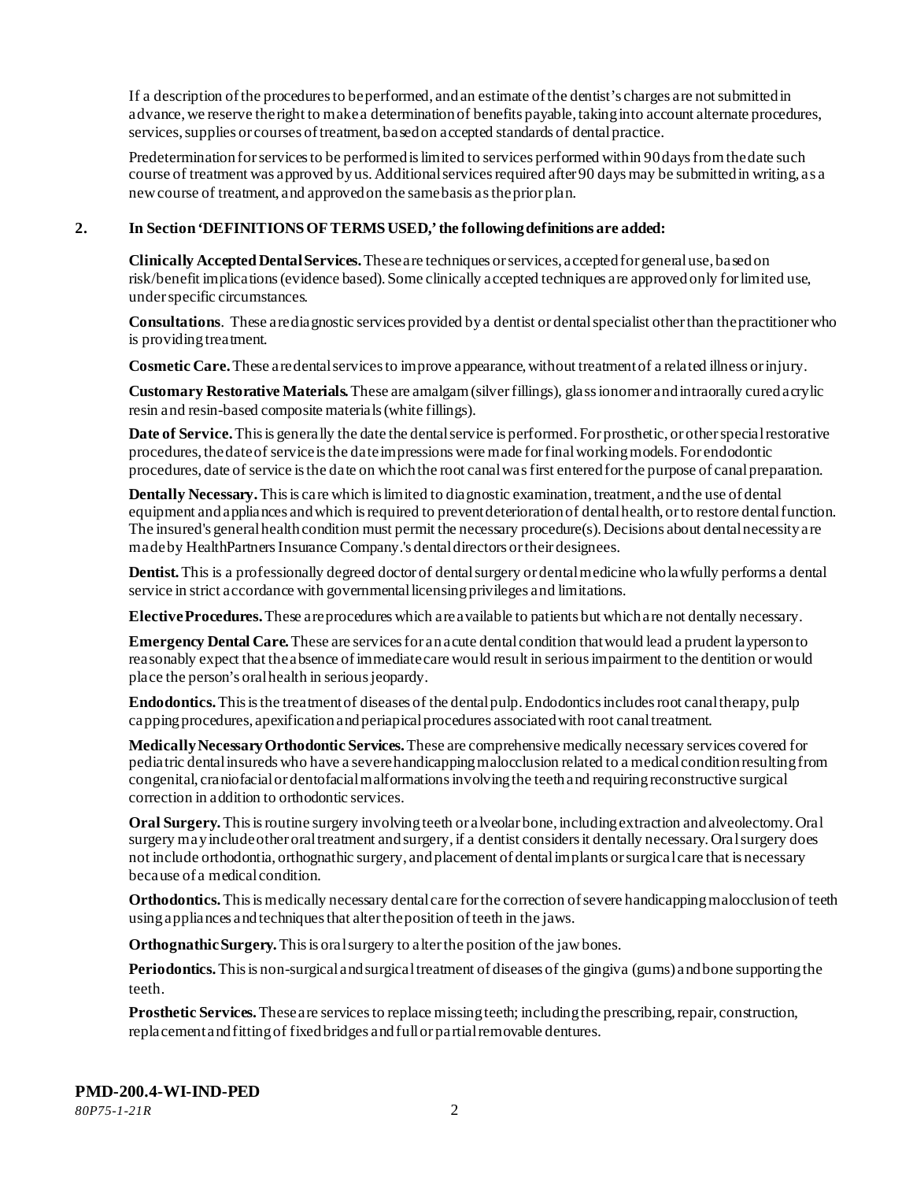If a description of the procedures to be performed, and an estimate of the dentist's charges are not submitted in advance, we reserve the right to make a determination of benefits payable, taking into account alternate procedures, services, supplies or courses of treatment, based on accepted standards of dental practice.

Predetermination for services to be performed is limited to services performed within 90 days from the date such course of treatment was approved by us. Additional services required after 90 days may be submitted in writing, as a new course of treatment, and approved on the same basis as the prior plan.

**2. In Section 'DEFINITIONS OF TERMS USED,' the following definitions are added:**

**Clinically Accepted Dental Services.** These are techniques or services, accepted for general use, based on risk/benefit implications (evidence based). Some clinically accepted techniques are approved only for limited use, under specific circumstances.

**Consultations**. These are diagnostic services provided by a dentist or dental specialist other than the practitioner who is providing treatment.

**Cosmetic Care.** These are dental services to improve appearance, without treatment of a related illness or injury.

**Customary Restorative Materials.** These are amalgam (silver fillings), glass ionomer and intraorally cured acrylic resin and resin-based composite materials (white fillings).

**Date of Service.** This is generally the date the dental service is performed. For prosthetic, or other special restorative procedures, the date of service is the date impressions were made for final working models. For endodontic procedures, date of service is the date on which the root canal was first entered for the purpose of canal preparation.

**Dentally Necessary.** This is care which is limited to diagnostic examination, treatment, and the use of dental equipment and appliances and which is required to prevent deterioration of dental health, or to restore dental function. The insured's general health condition must permit the necessary procedure(s). Decisions about dental necessity are made by HealthPartners Insurance Company.'s dental directors or their designees.

**Dentist.** This is a professionally degreed doctor of dental surgery or dental medicine who lawfully performs a dental service in strict accordance with governmental licensing privileges and limitations.

**Elective Procedures.** These are procedures which are available to patients but which are not dentally necessary.

**Emergency Dental Care.** These are services for an acute dental condition that would lead a prudent layperson to reasonably expect that the absence of immediate care would result in serious impairment to the dentition or would place the person's oral health in serious jeopardy.

**Endodontics.** This is the treatment of diseases of the dental pulp. Endodontics includes root canal therapy, pulp capping procedures, apexification and periapical procedures associated with root canal treatment.

**Medically Necessary Orthodontic Services.** These are comprehensive medically necessary services covered for pediatric dental insureds who have a severe handicapping malocclusion related to a medical condition resulting from congenital, craniofacial or dentofacial malformations involving the teeth and requiring reconstructive surgical correction in addition to orthodontic services.

**Oral Surgery.** This is routine surgery involving teeth or alveolar bone, including extraction and alveolectomy. Oral surgery may include other oral treatment and surgery, if a dentist considers it dentally necessary. Oral surgery does not include orthodontia, orthognathic surgery, and placement of dental implants or surgical care that is necessary because of a medical condition.

**Orthodontics.** This is medically necessary dental care for the correction of severe handicapping malocclusion of teeth using appliances and techniques that alter the position of teeth in the jaws.

**Orthognathic Surgery.** This is oral surgery to alter the position of the jaw bones.

**Periodontics.** This is non-surgical and surgical treatment of diseases of the gingiva (gums) and bone supporting the teeth.

**Prosthetic Services.** These are services to replace missing teeth; including the prescribing, repair, construction, replacement and fitting of fixed bridges and full or partial removable dentures.

**PMD-200.4-WI-IND-PED**
*80P75-1-21R*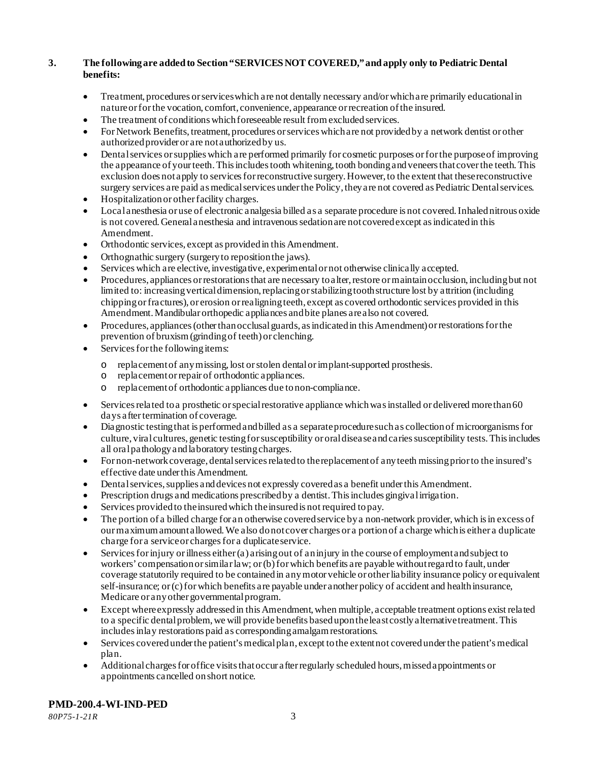**3. The following are added to Section "SERVICES NOT COVERED," and apply only to Pediatric Dental benefits:**

- Treatment, procedures or services which are not dentally necessary and/or which are primarily educational in nature or for the vocation, comfort, convenience, appearance or recreation of the insured.
- The treatment of conditions which foreseeable result from excluded services.
- For Network Benefits, treatment, procedures or services which are not provided by a network dentist or other authorized provider or are not authorized by us.
- Dental services or supplies which are performed primarily for cosmetic purposes or for the purpose of improving the appearance of your teeth. This includes tooth whitening, tooth bonding and veneers that cover the teeth. This exclusion does not apply to services for reconstructive surgery. However, to the extent that these reconstructive surgery services are paid as medical services under the Policy, they are not covered as Pediatric Dental services.
- Hospitalization or other facility charges.
- Local anesthesia or use of electronic analgesia billed as a separate procedure is not covered. Inhaled nitrous oxide is not covered. General anesthesia and intravenous sedation are not covered except as indicated in this Amendment.
- Orthodontic services, except as provided in this Amendment.
- Orthognathic surgery (surgery to reposition the jaws).
- Services which are elective, investigative, experimental or not otherwise clinically accepted.
- Procedures, appliances or restorations that are necessary to alter, restore or maintain occlusion, including but not limited to: increasing vertical dimension, replacing or stabilizing tooth structure lost by attrition (including chipping or fractures), or erosion or realigning teeth, except as covered orthodontic services provided in this Amendment. Mandibular orthopedic appliances and bite planes are also not covered.
- Procedures, appliances (other than occlusal guards, as indicated in this Amendment) or restorations for the prevention of bruxism (grinding of teeth) or clenching.
- Services for the following items:
  - replacement of any missing, lost or stolen dental or implant-supported prosthesis.
  - replacement or repair of orthodontic appliances.
  - replacement of orthodontic appliances due to non-compliance.
- Services related to a prosthetic or special restorative appliance which was installed or delivered more than 60 days after termination of coverage.
- Diagnostic testing that is performed and billed as a separate procedure such as collection of microorganisms for culture, viral cultures, genetic testing for susceptibility or oral disease and caries susceptibility tests. This includes all oral pathology and laboratory testing charges.
- For non-network coverage, dental services related to the replacement of any teeth missing prior to the insured's effective date under this Amendment.
- Dental services, supplies and devices not expressly covered as a benefit under this Amendment.
- Prescription drugs and medications prescribed by a dentist. This includes gingival irrigation.
- Services provided to the insured which the insured is not required to pay.
- The portion of a billed charge for an otherwise covered service by a non-network provider, which is in excess of our maximum amount allowed. We also do not cover charges or a portion of a charge which is either a duplicate charge for a service or charges for a duplicate service.
- Services for injury or illness either (a) arising out of an injury in the course of employment and subject to workers' compensation or similar law; or (b) for which benefits are payable without regard to fault, under coverage statutorily required to be contained in any motor vehicle or other liability insurance policy or equivalent self-insurance; or (c) for which benefits are payable under another policy of accident and health insurance, Medicare or any other governmental program.
- Except where expressly addressed in this Amendment, when multiple, acceptable treatment options exist related to a specific dental problem, we will provide benefits based upon the least costly alternative treatment. This includes inlay restorations paid as corresponding amalgam restorations.
- Services covered under the patient's medical plan, except to the extent not covered under the patient's medical plan.
- Additional charges for office visits that occur after regularly scheduled hours, missed appointments or appointments cancelled on short notice.

**PMD-200.4-WI-IND-PED**
*80P75-1-21R*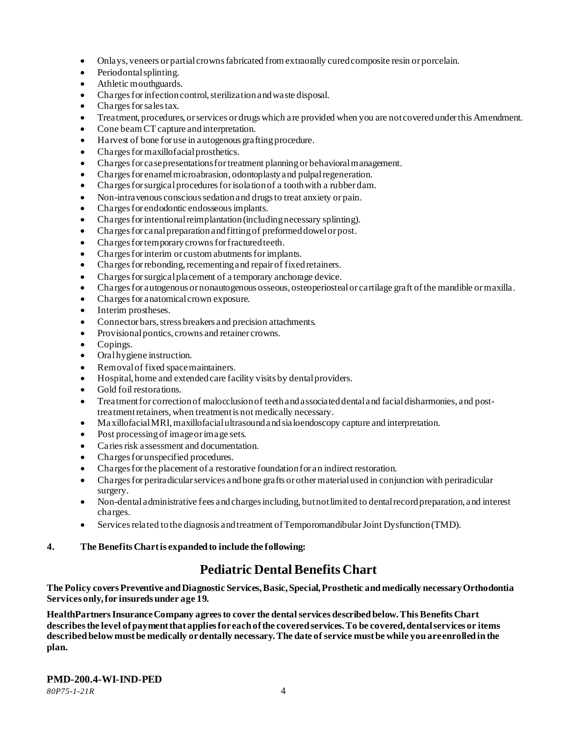- Onlays, veneers or partial crowns fabricated from extraorally cured composite resin or porcelain.
- Periodontal splinting.
- Athletic mouthguards.
- Charges for infection control, sterilization and waste disposal.
- Charges for sales tax.
- Treatment, procedures, or services or drugs which are provided when you are not covered under this Amendment.
- Cone beam CT capture and interpretation.
- Harvest of bone for use in autogenous grafting procedure.
- Charges for maxillofacial prosthetics.
- Charges for case presentations for treatment planning or behavioral management.
- Charges for enamel microabrasion, odontoplasty and pulpal regeneration.
- Charges for surgical procedures for isolation of a tooth with a rubber dam.
- Non-intravenous conscious sedation and drugs to treat anxiety or pain.
- Charges for endodontic endosseous implants.
- Charges for intentional reimplantation (including necessary splinting).
- Charges for canal preparation and fitting of preformed dowel or post.
- Charges for temporary crowns for fractured teeth.
- Charges for interim or custom abutments for implants.
- Charges for rebonding, recementing and repair of fixed retainers.
- Charges for surgical placement of a temporary anchorage device.
- Charges for autogenous or nonautogenous osseous, osteoperiosteal or cartilage graft of the mandible or maxilla.
- Charges for anatomical crown exposure.
- Interim prostheses.
- Connector bars, stress breakers and precision attachments.
- Provisional pontics, crowns and retainer crowns.
- Copings.
- Oral hygiene instruction.
- Removal of fixed space maintainers.
- Hospital, home and extended care facility visits by dental providers.
- Gold foil restorations.
- Treatment for correction of malocclusion of teeth and associated dental and facial disharmonies, and post-treatment retainers, when treatment is not medically necessary.
- Maxillofacial MRI, maxillofacial ultrasound and sialoendoscopy capture and interpretation.
- Post processing of image or image sets.
- Caries risk assessment and documentation.
- Charges for unspecified procedures.
- Charges for the placement of a restorative foundation for an indirect restoration.
- Charges for periradicular services and bone grafts or other material used in conjunction with periradicular surgery.
- Non-dental administrative fees and charges including, but not limited to dental record preparation, and interest charges.
- Services related to the diagnosis and treatment of Temporomandibular Joint Dysfunction (TMD).

**4. The Benefits Chart is expanded to include the following:**

## Pediatric Dental Benefits Chart

**The Policy covers Preventive and Diagnostic Services, Basic, Special, Prosthetic and medically necessary Orthodontia Services only, for insureds under age 19.**

**HealthPartners Insurance Company agrees to cover the dental services described below. This Benefits Chart describes the level of payment that applies for each of the covered services. To be covered, dental services or items described below must be medically or dentally necessary. The date of service must be while you are enrolled in the plan.**

**PMD-200.4-WI-IND-PED**

*80P75-1-21R*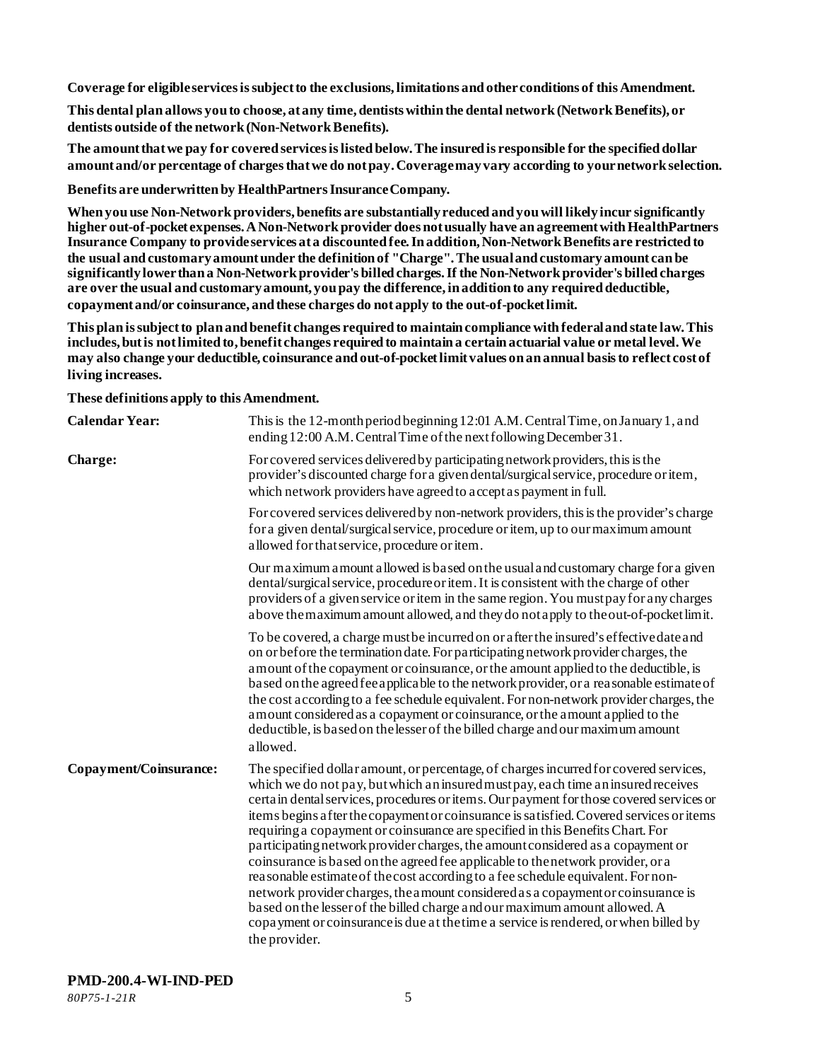**Coverage for eligible services is subject to the exclusions, limitations and other conditions of this Amendment.**

**This dental plan allows you to choose, at any time, dentists within the dental network (Network Benefits), or dentists outside of the network (Non-Network Benefits).**

**The amount that we pay for covered services is listed below. The insured is responsible for the specified dollar amount and/or percentage of charges that we do not pay. Coverage may vary according to your network selection.**

**Benefits are underwritten by HealthPartners Insurance Company.**

**When you use Non-Network providers, benefits are substantially reduced and you will likely incur significantly higher out-of-pocket expenses. A Non-Network provider does not usually have an agreement with HealthPartners Insurance Company to provide services at a discounted fee. In addition, Non-Network Benefits are restricted to the usual and customary amount under the definition of "Charge". The usual and customary amount can be significantly lower than a Non-Network provider's billed charges. If the Non-Network provider's billed charges are over the usual and customary amount, you pay the difference, in addition to any required deductible, copayment and/or coinsurance, and these charges do not apply to the out-of-pocket limit.**

**This plan is subject to plan and benefit changes required to maintain compliance with federal and state law. This includes, but is not limited to, benefit changes required to maintain a certain actuarial value or metal level. We may also change your deductible, coinsurance and out-of-pocket limit values on an annual basis to reflect cost of living increases.**

**These definitions apply to this Amendment.**

| | |
|---|---|
| **Calendar Year:** | This is the 12-month period beginning 12:01 A.M. Central Time, on January 1, and ending 12:00 A.M. Central Time of the next following December 31. |
| **Charge:** | For covered services delivered by participating network providers, this is the provider's discounted charge for a given dental/surgical service, procedure or item, which network providers have agreed to accept as payment in full.<br><br>For covered services delivered by non-network providers, this is the provider's charge for a given dental/surgical service, procedure or item, up to our maximum amount allowed for that service, procedure or item.<br><br>Our maximum amount allowed is based on the usual and customary charge for a given dental/surgical service, procedure or item. It is consistent with the charge of other providers of a given service or item in the same region. You must pay for any charges above the maximum amount allowed, and they do not apply to the out-of-pocket limit.<br><br>To be covered, a charge must be incurred on or after the insured's effective date and on or before the termination date. For participating network provider charges, the amount of the copayment or coinsurance, or the amount applied to the deductible, is based on the agreed fee applicable to the network provider, or a reasonable estimate of the cost according to a fee schedule equivalent. For non-network provider charges, the amount considered as a copayment or coinsurance, or the amount applied to the deductible, is based on the lesser of the billed charge and our maximum amount allowed. |
| **Copayment/Coinsurance:** | The specified dollar amount, or percentage, of charges incurred for covered services, which we do not pay, but which an insured must pay, each time an insured receives certain dental services, procedures or items. Our payment for those covered services or items begins after the copayment or coinsurance is satisfied. Covered services or items requiring a copayment or coinsurance are specified in this Benefits Chart. For participating network provider charges, the amount considered as a copayment or coinsurance is based on the agreed fee applicable to the network provider, or a reasonable estimate of the cost according to a fee schedule equivalent. For non-network provider charges, the amount considered as a copayment or coinsurance is based on the lesser of the billed charge and our maximum amount allowed. A copayment or coinsurance is due at the time a service is rendered, or when billed by the provider. |

**PMD-200.4-WI-IND-PED**

*80P75-1-21R*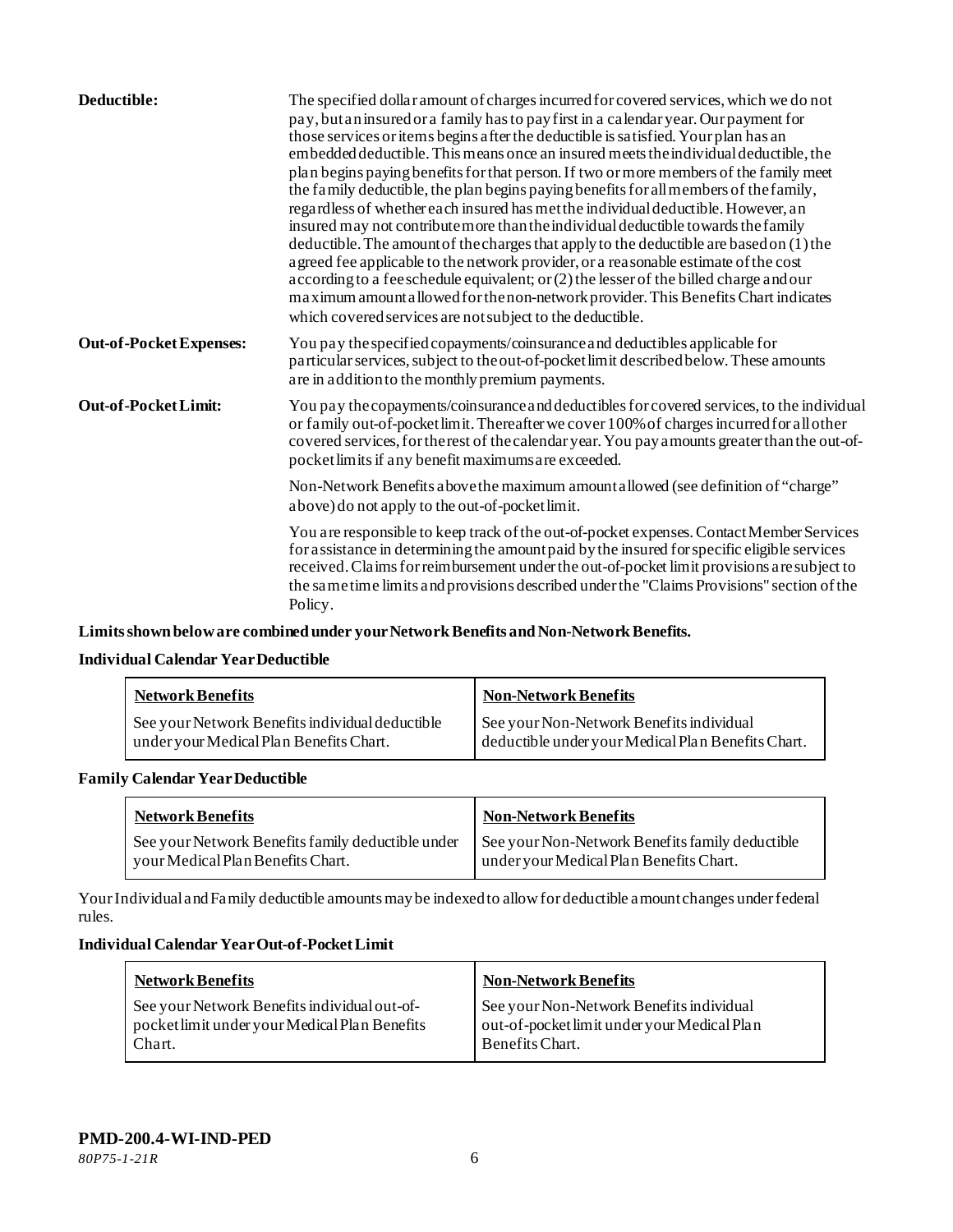**Deductible:** The specified dollar amount of charges incurred for covered services, which we do not pay, but an insured or a family has to pay first in a calendar year. Our payment for those services or items begins after the deductible is satisfied. Your plan has an embedded deductible. This means once an insured meets the individual deductible, the plan begins paying benefits for that person. If two or more members of the family meet the family deductible, the plan begins paying benefits for all members of the family, regardless of whether each insured has met the individual deductible. However, an insured may not contribute more than the individual deductible towards the family deductible. The amount of the charges that apply to the deductible are based on (1) the agreed fee applicable to the network provider, or a reasonable estimate of the cost according to a fee schedule equivalent; or (2) the lesser of the billed charge and our maximum amount allowed for the non-network provider. This Benefits Chart indicates which covered services are not subject to the deductible.

**Out-of-Pocket Expenses:** You pay the specified copayments/coinsurance and deductibles applicable for particular services, subject to the out-of-pocket limit described below. These amounts are in addition to the monthly premium payments.

**Out-of-Pocket Limit:** You pay the copayments/coinsurance and deductibles for covered services, to the individual or family out-of-pocket limit. Thereafter we cover 100% of charges incurred for all other covered services, for the rest of the calendar year. You pay amounts greater than the out-of-pocket limits if any benefit maximums are exceeded.

Non-Network Benefits above the maximum amount allowed (see definition of "charge" above) do not apply to the out-of-pocket limit.

You are responsible to keep track of the out-of-pocket expenses. Contact Member Services for assistance in determining the amount paid by the insured for specific eligible services received. Claims for reimbursement under the out-of-pocket limit provisions are subject to the same time limits and provisions described under the "Claims Provisions" section of the Policy.

**Limits shown below are combined under your Network Benefits and Non-Network Benefits.**

**Individual Calendar Year Deductible**

| Network Benefits | Non-Network Benefits |
|---|---|
| See your Network Benefits individual deductible under your Medical Plan Benefits Chart. | See your Non-Network Benefits individual deductible under your Medical Plan Benefits Chart. |

**Family Calendar Year Deductible**

| Network Benefits | Non-Network Benefits |
|---|---|
| See your Network Benefits family deductible under your Medical Plan Benefits Chart. | See your Non-Network Benefits family deductible under your Medical Plan Benefits Chart. |

Your Individual and Family deductible amounts may be indexed to allow for deductible amount changes under federal rules.

**Individual Calendar Year Out-of-Pocket Limit**

| Network Benefits | Non-Network Benefits |
|---|---|
| See your Network Benefits individual out-of-pocket limit under your Medical Plan Benefits Chart. | See your Non-Network Benefits individual out-of-pocket limit under your Medical Plan Benefits Chart. |

**PMD-200.4-WI-IND-PED**
*80P75-1-21R*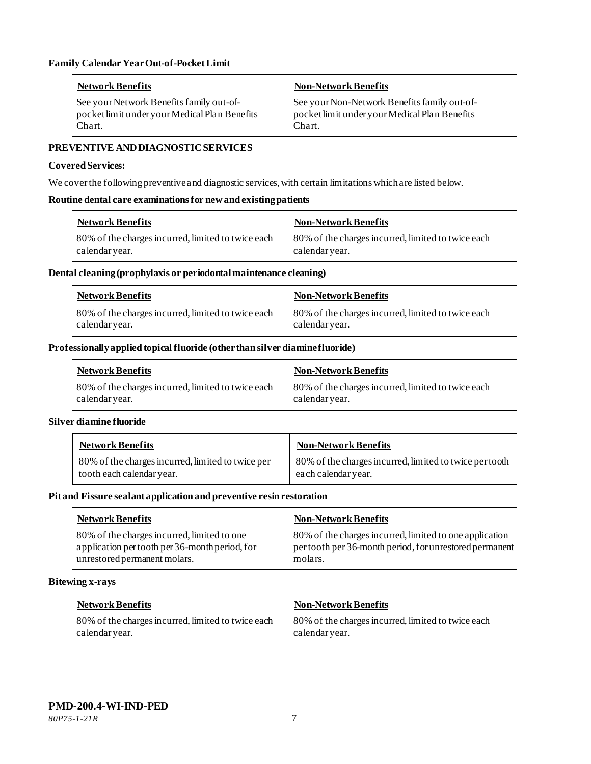**Family Calendar Year Out-of-Pocket Limit**

| Network Benefits | Non-Network Benefits |
|---|---|
| See your Network Benefits family out-of-pocket limit under your Medical Plan Benefits Chart. | See your Non-Network Benefits family out-of-pocket limit under your Medical Plan Benefits Chart. |

**PREVENTIVE AND DIAGNOSTIC SERVICES**

**Covered Services:**

We cover the following preventive and diagnostic services, with certain limitations which are listed below.

**Routine dental care examinations for new and existing patients**

| Network Benefits | Non-Network Benefits |
|---|---|
| 80% of the charges incurred, limited to twice each calendar year. | 80% of the charges incurred, limited to twice each calendar year. |

**Dental cleaning (prophylaxis or periodontal maintenance cleaning)**

| Network Benefits | Non-Network Benefits |
|---|---|
| 80% of the charges incurred, limited to twice each calendar year. | 80% of the charges incurred, limited to twice each calendar year. |

**Professionally applied topical fluoride (other than silver diamine fluoride)**

| Network Benefits | Non-Network Benefits |
|---|---|
| 80% of the charges incurred, limited to twice each calendar year. | 80% of the charges incurred, limited to twice each calendar year. |

**Silver diamine fluoride**

| Network Benefits | Non-Network Benefits |
|---|---|
| 80% of the charges incurred, limited to twice per tooth each calendar year. | 80% of the charges incurred, limited to twice per tooth each calendar year. |

**Pit and Fissure sealant application and preventive resin restoration**

| Network Benefits | Non-Network Benefits |
|---|---|
| 80% of the charges incurred, limited to one application per tooth per 36-month period, for unrestored permanent molars. | 80% of the charges incurred, limited to one application per tooth per 36-month period, for unrestored permanent molars. |

**Bitewing x-rays**

| Network Benefits | Non-Network Benefits |
|---|---|
| 80% of the charges incurred, limited to twice each calendar year. | 80% of the charges incurred, limited to twice each calendar year. |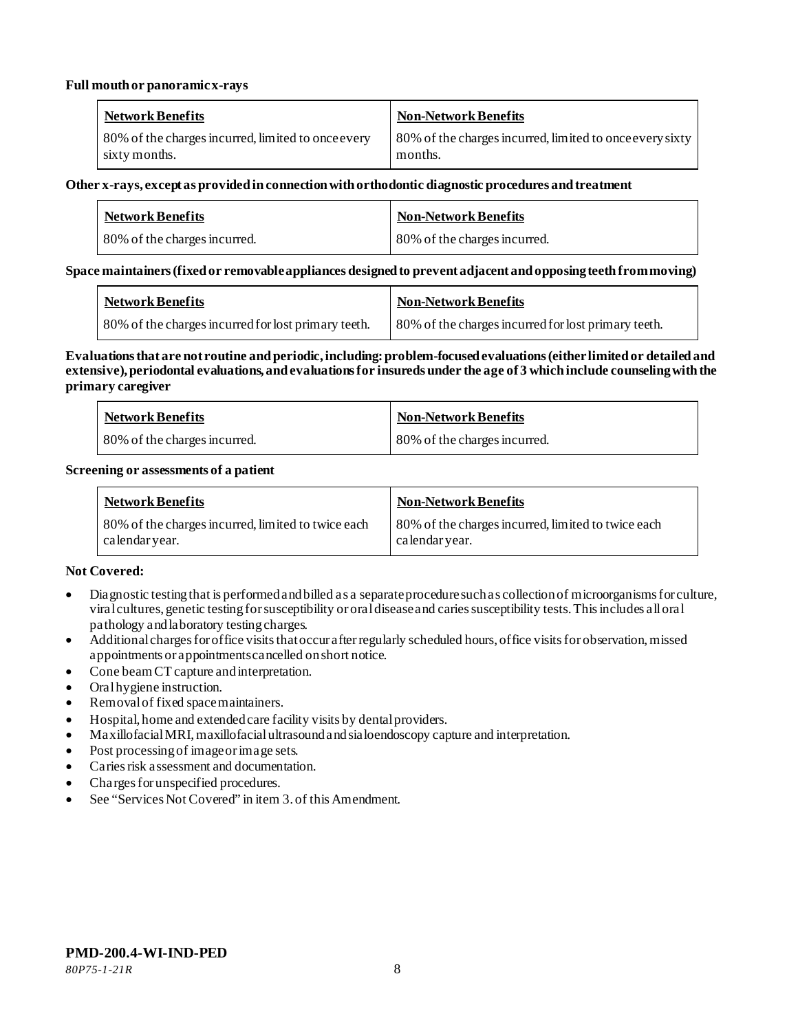**Full mouth or panoramic x-rays**

| Network Benefits | Non-Network Benefits |
|---|---|
| 80% of the charges incurred, limited to once every sixty months. | 80% of the charges incurred, limited to once every sixty months. |

**Other x-rays, except as provided in connection with orthodontic diagnostic procedures and treatment**

| Network Benefits | Non-Network Benefits |
|---|---|
| 80% of the charges incurred. | 80% of the charges incurred. |

**Space maintainers (fixed or removable appliances designed to prevent adjacent and opposing teeth from moving)**

| Network Benefits | Non-Network Benefits |
|---|---|
| 80% of the charges incurred for lost primary teeth. | 80% of the charges incurred for lost primary teeth. |

**Evaluations that are not routine and periodic, including: problem-focused evaluations (either limited or detailed and extensive), periodontal evaluations, and evaluations for insureds under the age of 3 which include counseling with the primary caregiver**

| Network Benefits | Non-Network Benefits |
|---|---|
| 80% of the charges incurred. | 80% of the charges incurred. |

**Screening or assessments of a patient**

| Network Benefits | Non-Network Benefits |
|---|---|
| 80% of the charges incurred, limited to twice each calendar year. | 80% of the charges incurred, limited to twice each calendar year. |

**Not Covered:**

- Diagnostic testing that is performed and billed as a separate procedure such as collection of microorganisms for culture, viral cultures, genetic testing for susceptibility or oral disease and caries susceptibility tests. This includes all oral pathology and laboratory testing charges.
- Additional charges for office visits that occur after regularly scheduled hours, office visits for observation, missed appointments or appointments cancelled on short notice.
- Cone beam CT capture and interpretation.
- Oral hygiene instruction.
- Removal of fixed space maintainers.
- Hospital, home and extended care facility visits by dental providers.
- Maxillofacial MRI, maxillofacial ultrasound and sialoendoscopy capture and interpretation.
- Post processing of image or image sets.
- Caries risk assessment and documentation.
- Charges for unspecified procedures.
- See "Services Not Covered" in item 3. of this Amendment.

**PMD-200.4-WI-IND-PED**

*80P75-1-21R*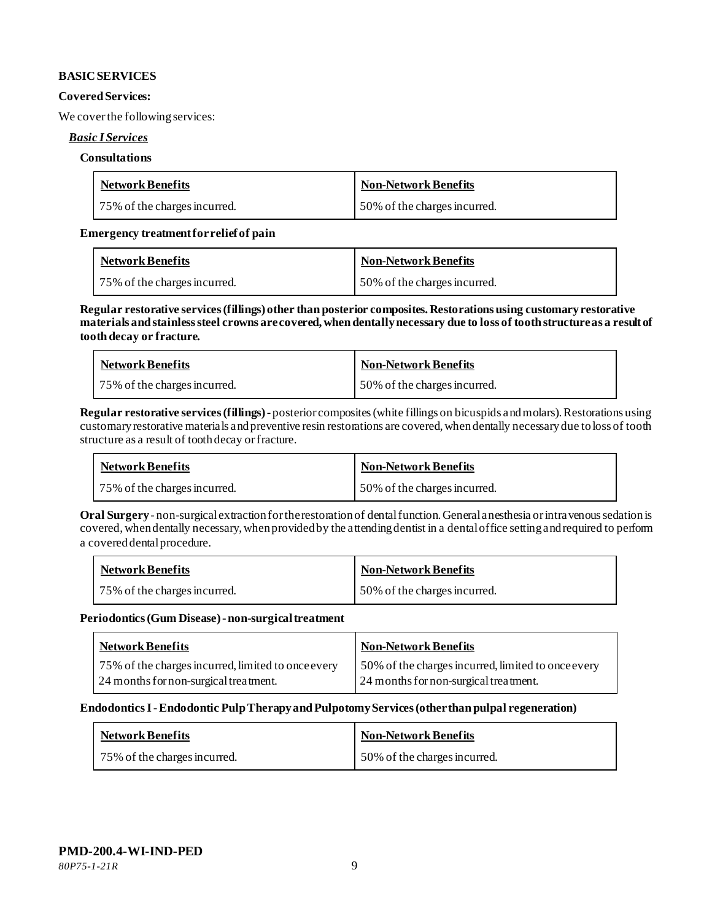**BASIC SERVICES**

**Covered Services:**

We cover the following services:

***Basic I Services***

**Consultations**

| Network Benefits | Non-Network Benefits |
|---|---|
| 75% of the charges incurred. | 50% of the charges incurred. |

**Emergency treatment for relief of pain**

| Network Benefits | Non-Network Benefits |
|---|---|
| 75% of the charges incurred. | 50% of the charges incurred. |

**Regular restorative services (fillings) other than posterior composites. Restorations using customary restorative materials and stainless steel crowns are covered, when dentally necessary due to loss of tooth structure as a result of tooth decay or fracture.**

| Network Benefits | Non-Network Benefits |
|---|---|
| 75% of the charges incurred. | 50% of the charges incurred. |

**Regular restorative services (fillings)** - posterior composites (white fillings on bicuspids and molars). Restorations using customary restorative materials and preventive resin restorations are covered, when dentally necessary due to loss of tooth structure as a result of tooth decay or fracture.

| Network Benefits | Non-Network Benefits |
|---|---|
| 75% of the charges incurred. | 50% of the charges incurred. |

**Oral Surgery** - non-surgical extraction for the restoration of dental function. General anesthesia or intravenous sedation is covered, when dentally necessary, when provided by the attending dentist in a dental office setting and required to perform a covered dental procedure.

| Network Benefits | Non-Network Benefits |
|---|---|
| 75% of the charges incurred. | 50% of the charges incurred. |

**Periodontics (Gum Disease) - non-surgical treatment**

| Network Benefits | Non-Network Benefits |
|---|---|
| 75% of the charges incurred, limited to once every 24 months for non-surgical treatment. | 50% of the charges incurred, limited to once every 24 months for non-surgical treatment. |

**Endodontics I - Endodontic Pulp Therapy and Pulpotomy Services (other than pulpal regeneration)**

| Network Benefits | Non-Network Benefits |
|---|---|
| 75% of the charges incurred. | 50% of the charges incurred. |

**PMD-200.4-WI-IND-PED**
*80P75-1-21R*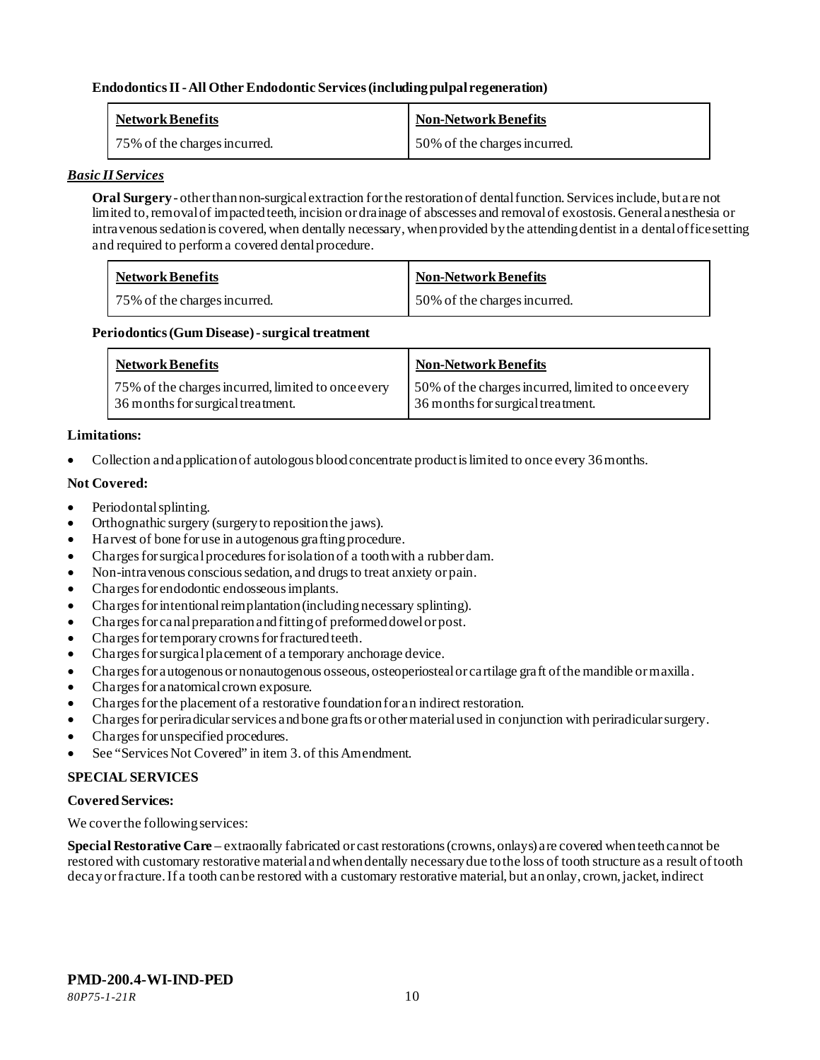**Endodontics II - All Other Endodontic Services (including pulpal regeneration)**

| Network Benefits | Non-Network Benefits |
|---|---|
| 75% of the charges incurred. | 50% of the charges incurred. |

***Basic II Services***

**Oral Surgery** - other than non-surgical extraction for the restoration of dental function. Services include, but are not limited to, removal of impacted teeth, incision or drainage of abscesses and removal of exostosis. General anesthesia or intravenous sedation is covered, when dentally necessary, when provided by the attending dentist in a dental office setting and required to perform a covered dental procedure.

| Network Benefits | Non-Network Benefits |
|---|---|
| 75% of the charges incurred. | 50% of the charges incurred. |

**Periodontics (Gum Disease) - surgical treatment**

| Network Benefits | Non-Network Benefits |
|---|---|
| 75% of the charges incurred, limited to once every 36 months for surgical treatment. | 50% of the charges incurred, limited to once every 36 months for surgical treatment. |

**Limitations:**

- Collection and application of autologous blood concentrate product is limited to once every 36 months.

**Not Covered:**

- Periodontal splinting.
- Orthognathic surgery (surgery to reposition the jaws).
- Harvest of bone for use in autogenous grafting procedure.
- Charges for surgical procedures for isolation of a tooth with a rubber dam.
- Non-intravenous conscious sedation, and drugs to treat anxiety or pain.
- Charges for endodontic endosseous implants.
- Charges for intentional reimplantation (including necessary splinting).
- Charges for canal preparation and fitting of preformed dowel or post.
- Charges for temporary crowns for fractured teeth.
- Charges for surgical placement of a temporary anchorage device.
- Charges for autogenous or nonautogenous osseous, osteoperiosteal or cartilage graft of the mandible or maxilla.
- Charges for anatomical crown exposure.
- Charges for the placement of a restorative foundation for an indirect restoration.
- Charges for periradicular services and bone grafts or other material used in conjunction with periradicular surgery.
- Charges for unspecified procedures.
- See "Services Not Covered" in item 3. of this Amendment.

**SPECIAL SERVICES**

**Covered Services:**

We cover the following services:

**Special Restorative Care** – extraorally fabricated or cast restorations (crowns, onlays) are covered when teeth cannot be restored with customary restorative material and when dentally necessary due to the loss of tooth structure as a result of tooth decay or fracture. If a tooth can be restored with a customary restorative material, but an onlay, crown, jacket, indirect

**PMD-200.4-WI-IND-PED**
*80P75-1-21R*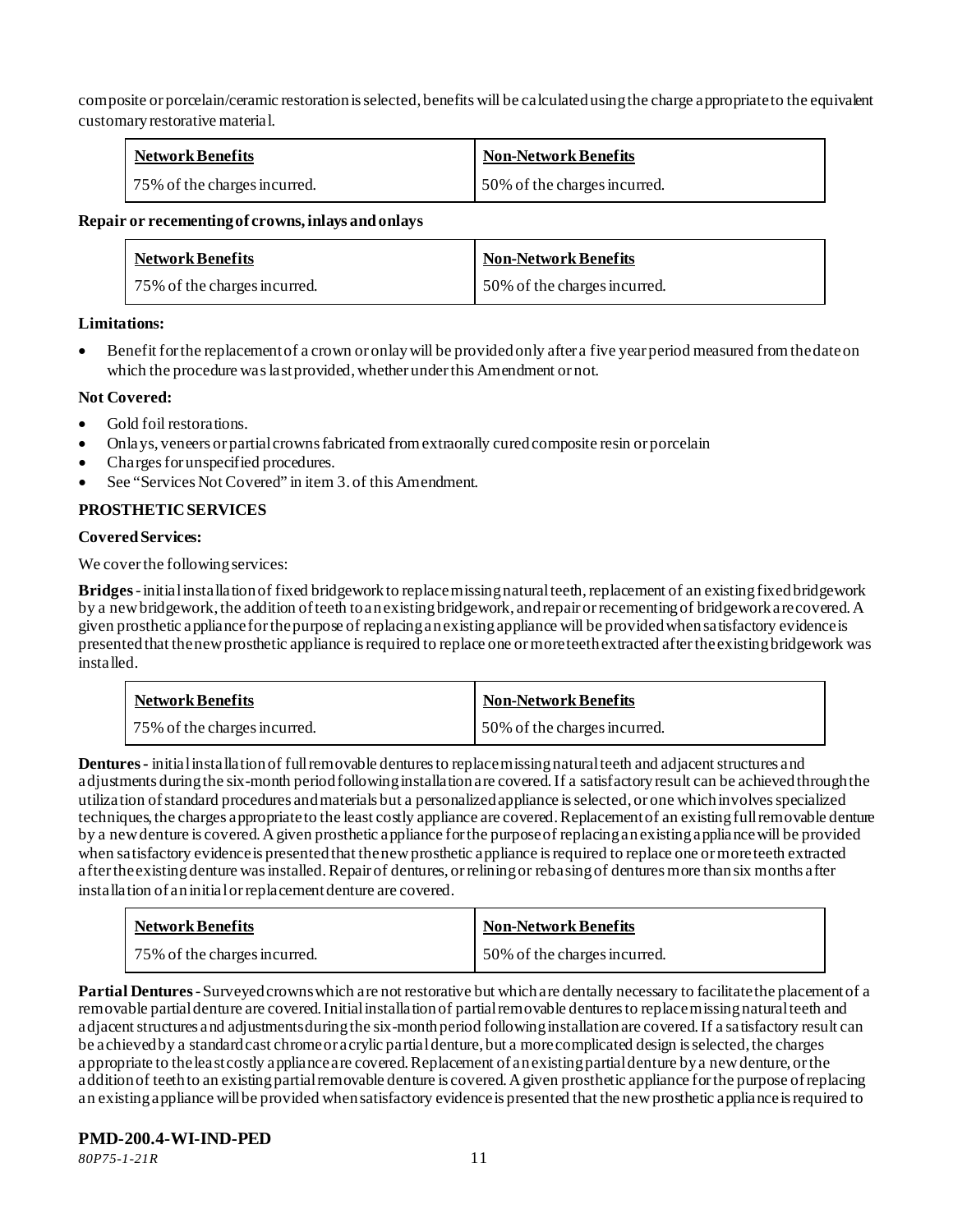composite or porcelain/ceramic restoration is selected, benefits will be calculated using the charge appropriate to the equivalent customary restorative material.

| Network Benefits | Non-Network Benefits |
| --- | --- |
| 75% of the charges incurred. | 50% of the charges incurred. |

**Repair or recementing of crowns, inlays and onlays**

| Network Benefits | Non-Network Benefits |
| --- | --- |
| 75% of the charges incurred. | 50% of the charges incurred. |

**Limitations:**

- Benefit for the replacement of a crown or onlay will be provided only after a five year period measured from the date on which the procedure was last provided, whether under this Amendment or not.

**Not Covered:**

- Gold foil restorations.
- Onlays, veneers or partial crowns fabricated from extraorally cured composite resin or porcelain
- Charges for unspecified procedures.
- See "Services Not Covered" in item 3. of this Amendment.

**PROSTHETIC SERVICES**

**Covered Services:**

We cover the following services:

**Bridges** - initial installation of fixed bridgework to replace missing natural teeth, replacement of an existing fixed bridgework by a new bridgework, the addition of teeth to an existing bridgework, and repair or recementing of bridgework are covered. A given prosthetic appliance for the purpose of replacing an existing appliance will be provided when satisfactory evidence is presented that the new prosthetic appliance is required to replace one or more teeth extracted after the existing bridgework was installed.

| Network Benefits | Non-Network Benefits |
| --- | --- |
| 75% of the charges incurred. | 50% of the charges incurred. |

**Dentures** - initial installation of full removable dentures to replace missing natural teeth and adjacent structures and adjustments during the six-month period following installation are covered. If a satisfactory result can be achieved through the utilization of standard procedures and materials but a personalized appliance is selected, or one which involves specialized techniques, the charges appropriate to the least costly appliance are covered. Replacement of an existing full removable denture by a new denture is covered. A given prosthetic appliance for the purpose of replacing an existing appliance will be provided when satisfactory evidence is presented that the new prosthetic appliance is required to replace one or more teeth extracted after the existing denture was installed. Repair of dentures, or relining or rebasing of dentures more than six months after installation of an initial or replacement denture are covered.

| Network Benefits | Non-Network Benefits |
| --- | --- |
| 75% of the charges incurred. | 50% of the charges incurred. |

**Partial Dentures** - Surveyed crowns which are not restorative but which are dentally necessary to facilitate the placement of a removable partial denture are covered. Initial installation of partial removable dentures to replace missing natural teeth and adjacent structures and adjustments during the six-month period following installation are covered. If a satisfactory result can be achieved by a standard cast chrome or acrylic partial denture, but a more complicated design is selected, the charges appropriate to the least costly appliance are covered. Replacement of an existing partial denture by a new denture, or the addition of teeth to an existing partial removable denture is covered. A given prosthetic appliance for the purpose of replacing an existing appliance will be provided when satisfactory evidence is presented that the new prosthetic appliance is required to

**PMD-200.4-WI-IND-PED**

*80P75-1-21R*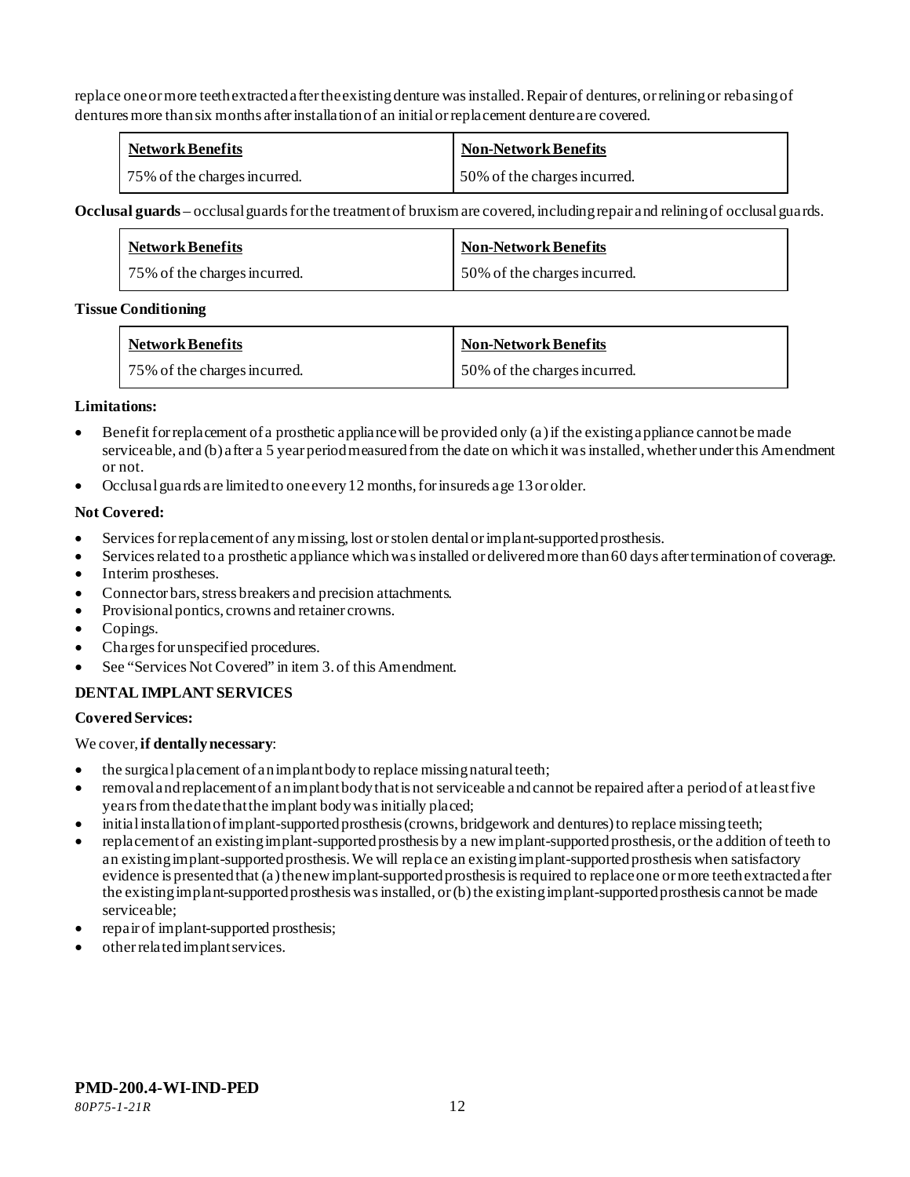replace one or more teeth extracted after the existing denture was installed. Repair of dentures, or relining or rebasing of dentures more than six months after installation of an initial or replacement denture are covered.

| Network Benefits | Non-Network Benefits |
|---|---|
| 75% of the charges incurred. | 50% of the charges incurred. |

**Occlusal guards** – occlusal guards for the treatment of bruxism are covered, including repair and relining of occlusal guards.

| Network Benefits | Non-Network Benefits |
|---|---|
| 75% of the charges incurred. | 50% of the charges incurred. |

**Tissue Conditioning**

| Network Benefits | Non-Network Benefits |
|---|---|
| 75% of the charges incurred. | 50% of the charges incurred. |

**Limitations:**

- Benefit for replacement of a prosthetic appliance will be provided only (a) if the existing appliance cannot be made serviceable, and (b) after a 5 year period measured from the date on which it was installed, whether under this Amendment or not.
- Occlusal guards are limited to one every 12 months, for insureds age 13 or older.

**Not Covered:**

- Services for replacement of any missing, lost or stolen dental or implant-supported prosthesis.
- Services related to a prosthetic appliance which was installed or delivered more than 60 days after termination of coverage.
- Interim prostheses.
- Connector bars, stress breakers and precision attachments.
- Provisional pontics, crowns and retainer crowns.
- Copings.
- Charges for unspecified procedures.
- See "Services Not Covered" in item 3. of this Amendment.

**DENTAL IMPLANT SERVICES**

**Covered Services:**

We cover, **if dentally necessary**:

- the surgical placement of an implant body to replace missing natural teeth;
- removal and replacement of an implant body that is not serviceable and cannot be repaired after a period of at least five years from the date that the implant body was initially placed;
- initial installation of implant-supported prosthesis (crowns, bridgework and dentures) to replace missing teeth;
- replacement of an existing implant-supported prosthesis by a new implant-supported prosthesis, or the addition of teeth to an existing implant-supported prosthesis. We will replace an existing implant-supported prosthesis when satisfactory evidence is presented that (a) the new implant-supported prosthesis is required to replace one or more teeth extracted after the existing implant-supported prosthesis was installed, or (b) the existing implant-supported prosthesis cannot be made serviceable;
- repair of implant-supported prosthesis;
- other related implant services.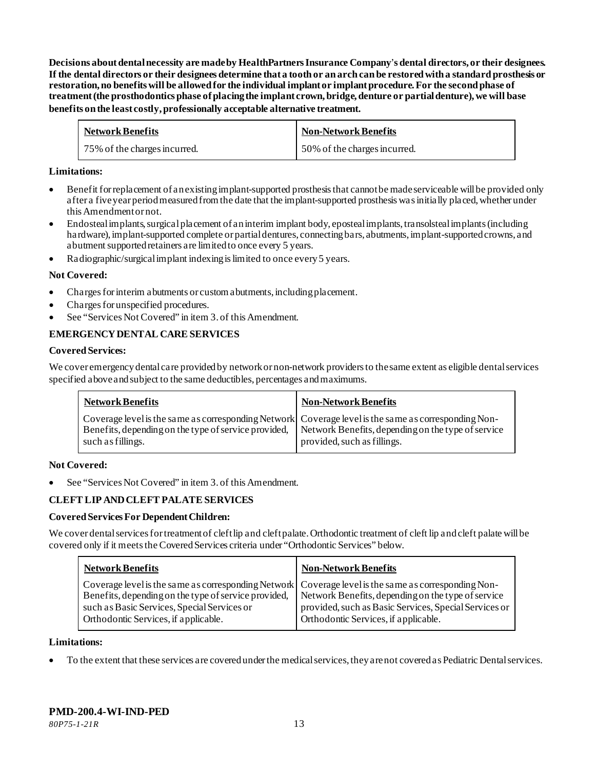**Decisions about dental necessity are made by HealthPartners Insurance Company's dental directors, or their designees. If the dental directors or their designees determine that a tooth or an arch can be restored with a standard prosthesis or restoration, no benefits will be allowed for the individual implant or implant procedure. For the second phase of treatment (the prosthodontics phase of placing the implant crown, bridge, denture or partial denture), we will base benefits on the least costly, professionally acceptable alternative treatment.**

| Network Benefits | Non-Network Benefits |
|---|---|
| 75% of the charges incurred. | 50% of the charges incurred. |

**Limitations:**

- Benefit for replacement of an existing implant-supported prosthesis that cannot be made serviceable will be provided only after a five year period measured from the date that the implant-supported prosthesis was initially placed, whether under this Amendment or not.
- Endosteal implants, surgical placement of an interim implant body, eposteal implants, transolsteal implants (including hardware), implant-supported complete or partial dentures, connecting bars, abutments, implant-supported crowns, and abutment supported retainers are limited to once every 5 years.
- Radiographic/surgical implant indexing is limited to once every 5 years.

**Not Covered:**

- Charges for interim abutments or custom abutments, including placement.
- Charges for unspecified procedures.
- See "Services Not Covered" in item 3. of this Amendment.

**EMERGENCY DENTAL CARE SERVICES**

**Covered Services:**

We cover emergency dental care provided by network or non-network providers to the same extent as eligible dental services specified above and subject to the same deductibles, percentages and maximums.

| Network Benefits | Non-Network Benefits |
|---|---|
| Coverage level is the same as corresponding Network Benefits, depending on the type of service provided, such as fillings. | Coverage level is the same as corresponding Non-Network Benefits, depending on the type of service provided, such as fillings. |

**Not Covered:**

- See "Services Not Covered" in item 3. of this Amendment.

**CLEFT LIP AND CLEFT PALATE SERVICES**

**Covered Services For Dependent Children:**

We cover dental services for treatment of cleft lip and cleft palate. Orthodontic treatment of cleft lip and cleft palate will be covered only if it meets the Covered Services criteria under "Orthodontic Services" below.

| Network Benefits | Non-Network Benefits |
|---|---|
| Coverage level is the same as corresponding Network Benefits, depending on the type of service provided, such as Basic Services, Special Services or Orthodontic Services, if applicable. | Coverage level is the same as corresponding Non-Network Benefits, depending on the type of service provided, such as Basic Services, Special Services or Orthodontic Services, if applicable. |

**Limitations:**

- To the extent that these services are covered under the medical services, they are not covered as Pediatric Dental services.

**PMD-200.4-WI-IND-PED**

*80P75-1-21R*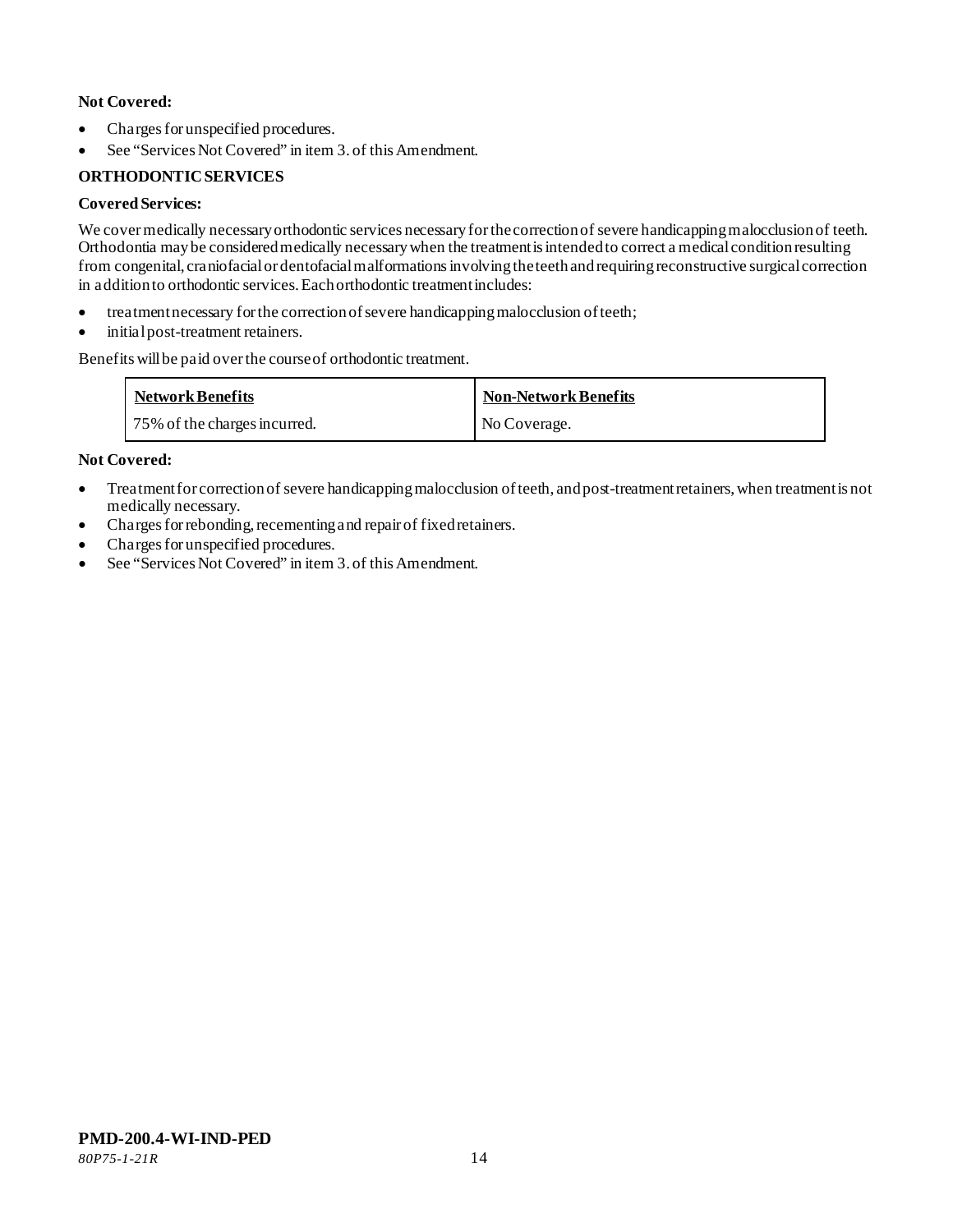**Not Covered:**

- Charges for unspecified procedures.
- See "Services Not Covered" in item 3. of this Amendment.

**ORTHODONTIC SERVICES**

**Covered Services:**

We cover medically necessary orthodontic services necessary for the correction of severe handicapping malocclusion of teeth. Orthodontia may be considered medically necessary when the treatment is intended to correct a medical condition resulting from congenital, craniofacial or dentofacial malformations involving the teeth and requiring reconstructive surgical correction in addition to orthodontic services. Each orthodontic treatment includes:

- treatment necessary for the correction of severe handicapping malocclusion of teeth;
- initial post-treatment retainers.

Benefits will be paid over the course of orthodontic treatment.

| **Network Benefits** | **Non-Network Benefits** |
|---|---|
| 75% of the charges incurred. | No Coverage. |

**Not Covered:**

- Treatment for correction of severe handicapping malocclusion of teeth, and post-treatment retainers, when treatment is not medically necessary.
- Charges for rebonding, recementing and repair of fixed retainers.
- Charges for unspecified procedures.
- See "Services Not Covered" in item 3. of this Amendment.

**PMD-200.4-WI-IND-PED**

*80P75-1-21R*